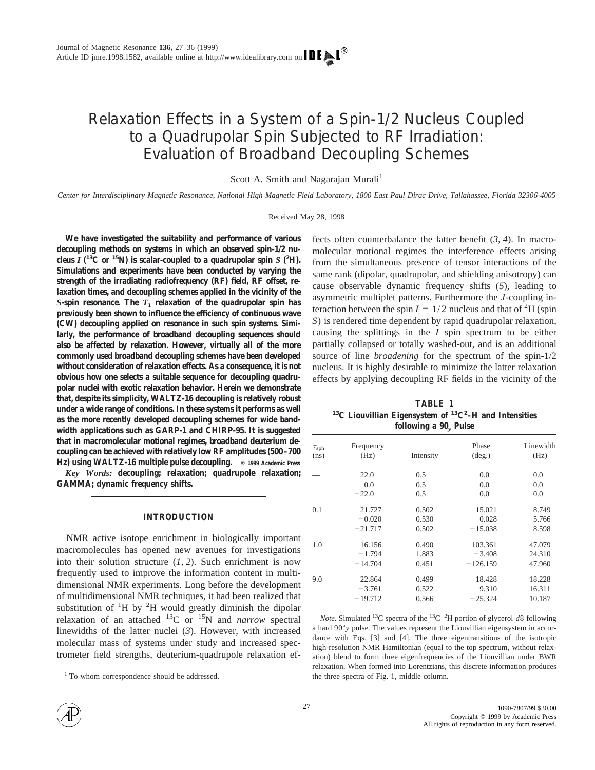# Relaxation Effects in a System of a Spin-1/2 Nucleus Coupled to a Quadrupolar Spin Subjected to RF Irradiation: Evaluation of Broadband Decoupling Schemes

Scott A. Smith and Nagarajan Murali[1]

*Center for Interdisciplinary Magnetic Resonance, National High Magnetic Field Laboratory, 1800 East Paul Dirac Drive, Tallahassee, Florida 32306-4005*

Received May 28, 1998

**We have investigated the suitability and performance of various decoupling methods on systems in which an observed spin-1/2 nucleus $I$ ($^{13}C$ or $^{15}N$) is scalar-coupled to a quadrupolar spin $S$ ($^{2}H$). Simulations and experiments have been conducted by varying the strength of the irradiating radiofrequency (RF) field, RF offset, relaxation times, and decoupling schemes applied in the vicinity of the $S$-spin resonance. The $T_1$ relaxation of the quadrupolar spin has previously been shown to influence the efficiency of continuous wave (CW) decoupling applied on resonance in such spin systems. Similarly, the performance of broadband decoupling sequences should also be affected by relaxation. However, virtually all of the more commonly used broadband decoupling schemes have been developed without consideration of relaxation effects. As a consequence, it is not obvious how one selects a suitable sequence for decoupling quadrupolar nuclei with exotic relaxation behavior. Herein we demonstrate that, despite its simplicity, WALTZ-16 decoupling is relatively robust under a wide range of conditions. In these systems it performs as well as the more recently developed decoupling schemes for wide bandwidth applications such as GARP-1 and CHIRP-95. It is suggested that in macromolecular motional regimes, broadband deuterium decoupling can be achieved with relatively low RF amplitudes (500–700 Hz) using WALTZ-16 multiple pulse decoupling.** © 1999 Academic Press

***Key Words:*** **decoupling; relaxation; quadrupole relaxation; GAMMA; dynamic frequency shifts.**

## INTRODUCTION

NMR active isotope enrichment in biologically important macromolecules has opened new avenues for investigations into their solution structure (*1, 2*). Such enrichment is now frequently used to improve the information content in multidimensional NMR experiments. Long before the development of multidimensional NMR techniques, it had been realized that substitution of $^{1}H$ by $^{2}H$ would greatly diminish the dipolar relaxation of an attached $^{13}C$ or $^{15}N$ and *narrow* spectral linewidths of the latter nuclei (*3*). However, with increased molecular mass of systems under study and increased spectrometer field strengths, deuterium-quadrupole relaxation effects often counterbalance the latter benefit (*3, 4*). In macromolecular motional regimes the interference effects arising from the simultaneous presence of tensor interactions of the same rank (dipolar, quadrupolar, and shielding anisotropy) can cause observable dynamic frequency shifts (*5*), leading to asymmetric multiplet patterns. Furthermore the $J$-coupling interaction between the spin $I = 1/2$ nucleus and that of $^{2}H$ (spin $S$) is rendered time dependent by rapid quadrupolar relaxation, causing the splittings in the $I$ spin spectrum to be either partially collapsed or totally washed-out, and is an additional source of line *broadening* for the spectrum of the spin-1/2 nucleus. It is highly desirable to minimize the latter relaxation effects by applying decoupling RF fields in the vicinity of the

**TABLE 1**
**$^{13}C$ Liouvillian Eigensystem of $^{13}C$–$^{2}H$ and Intensities following a $90_y$ Pulse**

| $\tau_{sph}$ (ns) | Frequency (Hz) | Intensity | Phase (deg.) | Linewidth (Hz) |
|---|---|---|---|---|
| — | 22.0 | 0.5 | 0.0 | 0.0 |
| | 0.0 | 0.5 | 0.0 | 0.0 |
| | −22.0 | 0.5 | 0.0 | 0.0 |
| 0.1 | 21.727 | 0.502 | 15.021 | 8.749 |
| | −0.020 | 0.530 | 0.028 | 5.766 |
| | −21.717 | 0.502 | −15.038 | 8.598 |
| 1.0 | 16.156 | 0.490 | 103.361 | 47.079 |
| | −1.794 | 1.883 | −3.408 | 24.310 |
| | −14.704 | 0.451 | −126.159 | 47.960 |
| 9.0 | 22.864 | 0.499 | 18.428 | 18.228 |
| | −3.761 | 0.522 | 9.310 | 16.311 |
| | −19.712 | 0.566 | −25.324 | 10.187 |

*Note.* Simulated $^{13}C$ spectra of the $^{13}C$–$^{2}H$ portion of glycerol-*d*8 following a hard $90°y$ pulse. The values represent the Liouvillian eigensystem in accordance with Eqs. [3] and [4]. The three eigentransitions of the isotropic high-resolution NMR Hamiltonian (equal to the top spectrum, without relaxation) blend to form three eigenfrequencies of the Liouvillian under BWR relaxation. When formed into Lorentzians, this discrete information produces the three spectra of Fig. 1, middle column.

[1] To whom correspondence should be addressed.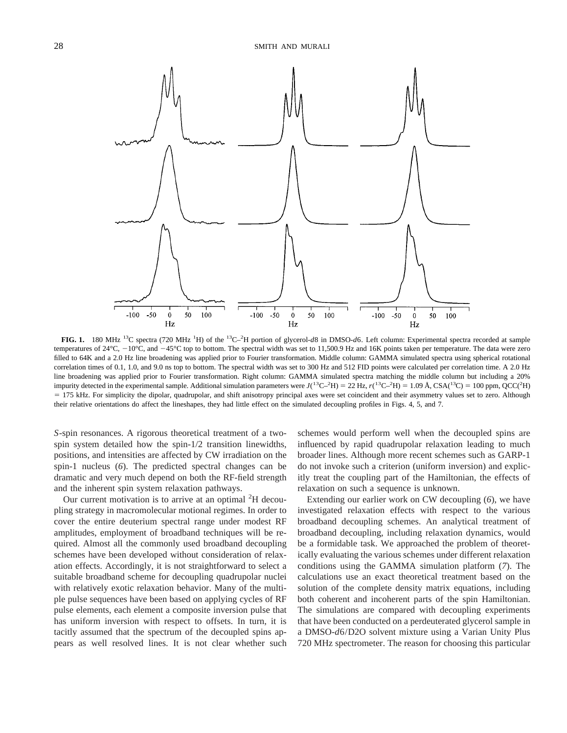**FIG. 1.** 180 MHz $^{13}$C spectra (720 MHz $^{1}$H) of the $^{13}$C–$^{2}$H portion of glycerol-*d*8 in DMSO-*d*6. Left column: Experimental spectra recorded at sample temperatures of 24°C, −10°C, and −45°C top to bottom. The spectral width was set to 11,500.9 Hz and 16K points taken per temperature. The data were zero filled to 64K and a 2.0 Hz line broadening was applied prior to Fourier transformation. Middle column: GAMMA simulated spectra using spherical rotational correlation times of 0.1, 1.0, and 9.0 ns top to bottom. The spectral width was set to 300 Hz and 512 FID points were calculated per correlation time. A 2.0 Hz line broadening was applied prior to Fourier transformation. Right column: GAMMA simulated spectra matching the middle column but including a 20% impurity detected in the experimental sample. Additional simulation parameters were $J(^{13}C–^{2}H) = 22$ Hz, $r(^{13}C–^{2}H) = 1.09$ Å, CSA($^{13}$C) = 100 ppm, QCC($^{2}$H) = 175 kHz. For simplicity the dipolar, quadrupolar, and shift anisotropy principal axes were set coincident and their asymmetry values set to zero. Although their relative orientations do affect the lineshapes, they had little effect on the simulated decoupling profiles in Figs. 4, 5, and 7.

*S*-spin resonances. A rigorous theoretical treatment of a two-spin system detailed how the spin-1/2 transition linewidths, positions, and intensities are affected by CW irradiation on the spin-1 nucleus (*6*). The predicted spectral changes can be dramatic and very much depend on both the RF-field strength and the inherent spin system relaxation pathways.

Our current motivation is to arrive at an optimal $^{2}$H decoupling strategy in macromolecular motional regimes. In order to cover the entire deuterium spectral range under modest RF amplitudes, employment of broadband techniques will be required. Almost all the commonly used broadband decoupling schemes have been developed without consideration of relaxation effects. Accordingly, it is not straightforward to select a suitable broadband scheme for decoupling quadrupolar nuclei with relatively exotic relaxation behavior. Many of the multiple pulse sequences have been based on applying cycles of RF pulse elements, each element a composite inversion pulse that has uniform inversion with respect to offsets. In turn, it is tacitly assumed that the spectrum of the decoupled spins appears as well resolved lines. It is not clear whether such schemes would perform well when the decoupled spins are influenced by rapid quadrupolar relaxation leading to much broader lines. Although more recent schemes such as GARP-1 do not invoke such a criterion (uniform inversion) and explicitly treat the coupling part of the Hamiltonian, the effects of relaxation on such a sequence is unknown.

Extending our earlier work on CW decoupling (*6*), we have investigated relaxation effects with respect to the various broadband decoupling schemes. An analytical treatment of broadband decoupling, including relaxation dynamics, would be a formidable task. We approached the problem of theoretically evaluating the various schemes under different relaxation conditions using the GAMMA simulation platform (*7*). The calculations use an exact theoretical treatment based on the solution of the complete density matrix equations, including both coherent and incoherent parts of the spin Hamiltonian. The simulations are compared with decoupling experiments that have been conducted on a perdeuterated glycerol sample in a DMSO-*d*6/D2O solvent mixture using a Varian Unity Plus 720 MHz spectrometer. The reason for choosing this particular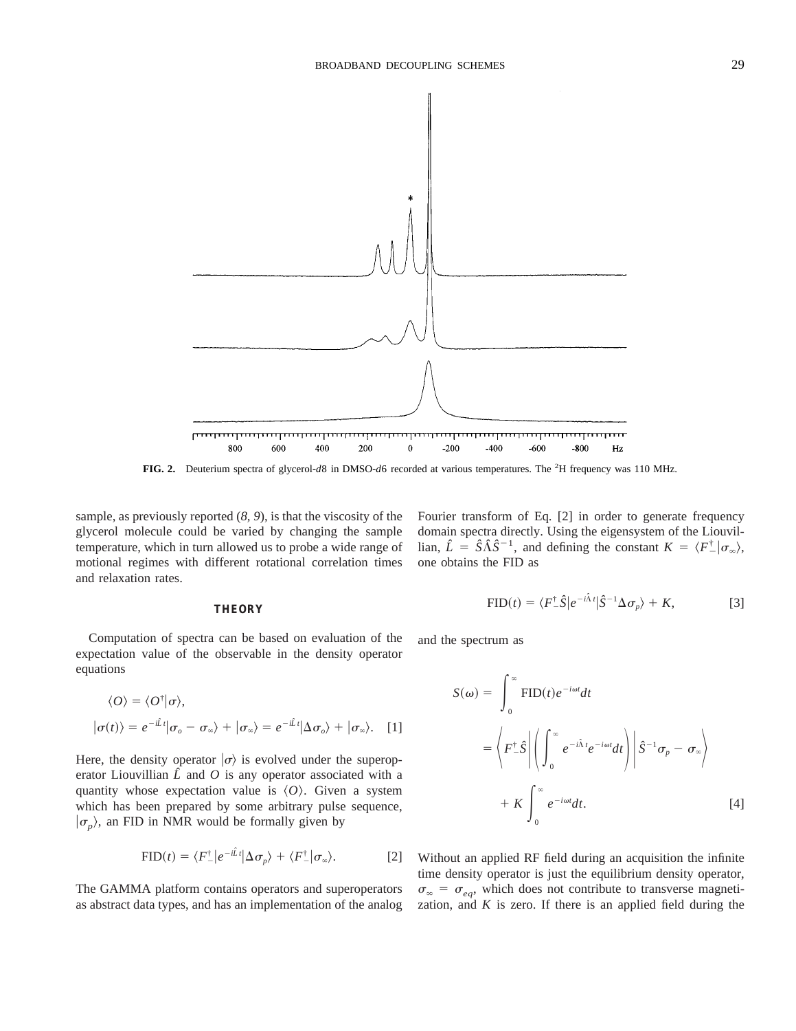**FIG. 2.** Deuterium spectra of glycerol-*d*8 in DMSO-*d*6 recorded at various temperatures. The $^{2}$H frequency was 110 MHz.

sample, as previously reported (*8, 9*), is that the viscosity of the glycerol molecule could be varied by changing the sample temperature, which in turn allowed us to probe a wide range of motional regimes with different rotational correlation times and relaxation rates.

## THEORY

Computation of spectra can be based on evaluation of the expectation value of the observable in the density operator equations

$$\langle O \rangle = \langle O^{\dagger} | \sigma \rangle,$$

$$|\sigma(t)\rangle = e^{-i\hat{L}t} |\sigma_o - \sigma_\infty\rangle + |\sigma_\infty\rangle = e^{-i\hat{L}t} |\Delta\sigma_o\rangle + |\sigma_\infty\rangle. \quad [1]$$

Here, the density operator $|\sigma\rangle$ is evolved under the superoperator Liouvillian $\hat{L}$ and $O$ is any operator associated with a quantity whose expectation value is $\langle O \rangle$. Given a system which has been prepared by some arbitrary pulse sequence, $|\sigma_p\rangle$, an FID in NMR would be formally given by

$$\mathrm{FID}(t) = \langle F_-^{\dagger} | e^{-i\hat{L}t} | \Delta\sigma_p \rangle + \langle F_-^{\dagger} | \sigma_\infty \rangle. \quad [2]$$

The GAMMA platform contains operators and superoperators as abstract data types, and has an implementation of the analog Fourier transform of Eq. [2] in order to generate frequency domain spectra directly. Using the eigensystem of the Liouvillian, $\hat{L} = \hat{S}\hat{\Lambda}\hat{S}^{-1}$, and defining the constant $K = \langle F_-^{\dagger} | \sigma_\infty \rangle$, one obtains the FID as

$$\mathrm{FID}(t) = \langle F_-^{\dagger} \hat{S} | e^{-i\hat{\Lambda}t} | \hat{S}^{-1} \Delta\sigma_p \rangle + K, \quad [3]$$

and the spectrum as

$$S(\omega) = \int_0^\infty \mathrm{FID}(t) e^{-i\omega t} dt$$
$$= \left\langle F_-^{\dagger} \hat{S} \left| \left( \int_0^\infty e^{-i\hat{\Lambda}t} e^{-i\omega t} dt \right) \right| \hat{S}^{-1} \sigma_p - \sigma_\infty \right\rangle$$
$$+ K \int_0^\infty e^{-i\omega t} dt. \quad [4]$$

Without an applied RF field during an acquisition the infinite time density operator is just the equilibrium density operator, $\sigma_\infty = \sigma_{eq}$, which does not contribute to transverse magnetization, and $K$ is zero. If there is an applied field during the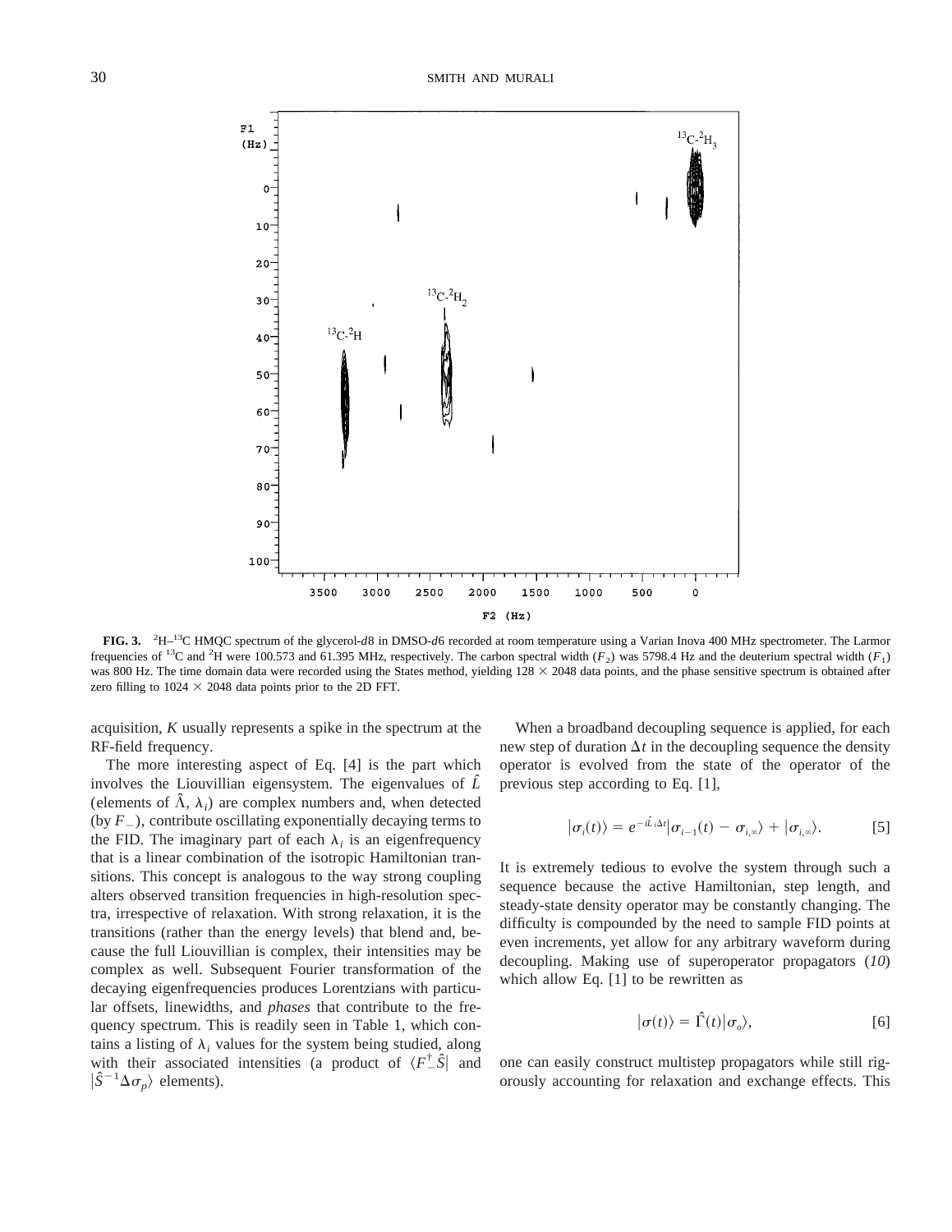**FIG. 3.** $^2$H–$^{13}$C HMQC spectrum of the glycerol-*d*8 in DMSO-*d*6 recorded at room temperature using a Varian Inova 400 MHz spectrometer. The Larmor frequencies of $^{13}$C and $^2$H were 100.573 and 61.395 MHz, respectively. The carbon spectral width ($F_2$) was 5798.4 Hz and the deuterium spectral width ($F_1$) was 800 Hz. The time domain data were recorded using the States method, yielding 128 × 2048 data points, and the phase sensitive spectrum is obtained after zero filling to 1024 × 2048 data points prior to the 2D FFT.

acquisition, $K$ usually represents a spike in the spectrum at the RF-field frequency.

The more interesting aspect of Eq. [4] is the part which involves the Liouvillian eigensystem. The eigenvalues of $\hat{L}$ (elements of $\hat{\Lambda}$, $\lambda_i$) are complex numbers and, when detected (by $F_-$), contribute oscillating exponentially decaying terms to the FID. The imaginary part of each $\lambda_i$ is an eigenfrequency that is a linear combination of the isotropic Hamiltonian transitions. This concept is analogous to the way strong coupling alters observed transition frequencies in high-resolution spectra, irrespective of relaxation. With strong relaxation, it is the transitions (rather than the energy levels) that blend and, because the full Liouvillian is complex, their intensities may be complex as well. Subsequent Fourier transformation of the decaying eigenfrequencies produces Lorentzians with particular offsets, linewidths, and *phases* that contribute to the frequency spectrum. This is readily seen in Table 1, which contains a listing of $\lambda_i$ values for the system being studied, along with their associated intensities (a product of $\langle F_-^{\dagger}\hat{S}|$ and $|\hat{S}^{-1}\Delta\sigma_p\rangle$ elements).

When a broadband decoupling sequence is applied, for each new step of duration $\Delta t$ in the decoupling sequence the density operator is evolved from the state of the operator of the previous step according to Eq. [1],

$$|\sigma_i(t)\rangle = e^{-i\hat{L}_i\Delta t}|\sigma_{i-1}(t) - \sigma_{i,\infty}\rangle + |\sigma_{i,\infty}\rangle. \qquad [5]$$

It is extremely tedious to evolve the system through such a sequence because the active Hamiltonian, step length, and steady-state density operator may be constantly changing. The difficulty is compounded by the need to sample FID points at even increments, yet allow for any arbitrary waveform during decoupling. Making use of superoperator propagators (*10*) which allow Eq. [1] to be rewritten as

$$|\sigma(t)\rangle = \hat{\Gamma}(t)|\sigma_o\rangle, \qquad [6]$$

one can easily construct multistep propagators while still rigorously accounting for relaxation and exchange effects. This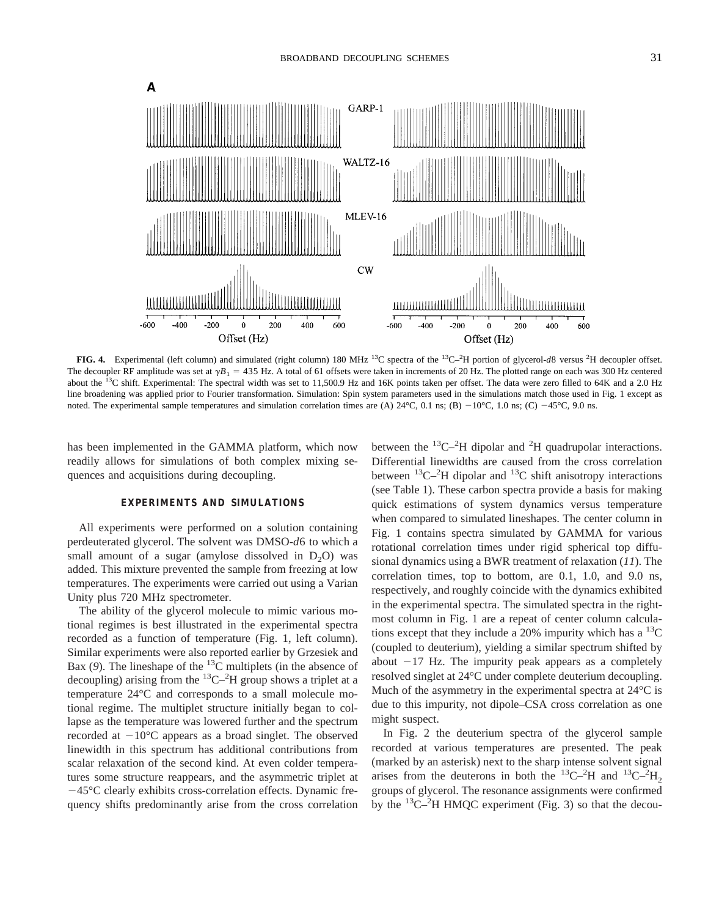**FIG. 4.** Experimental (left column) and simulated (right column) 180 MHz $^{13}C$ spectra of the $^{13}C$–$^{2}H$ portion of glycerol-*d*8 versus $^{2}H$ decoupler offset. The decoupler RF amplitude was set at $\gamma B_1 = 435$ Hz. A total of 61 offsets were taken in increments of 20 Hz. The plotted range on each was 300 Hz centered about the $^{13}C$ shift. Experimental: The spectral width was set to 11,500.9 Hz and 16K points taken per offset. The data were zero filled to 64K and a 2.0 Hz line broadening was applied prior to Fourier transformation. Simulation: Spin system parameters used in the simulations match those used in Fig. 1 except as noted. The experimental sample temperatures and simulation correlation times are (A) 24°C, 0.1 ns; (B) −10°C, 1.0 ns; (C) −45°C, 9.0 ns.

has been implemented in the GAMMA platform, which now readily allows for simulations of both complex mixing sequences and acquisitions during decoupling.

## EXPERIMENTS AND SIMULATIONS

All experiments were performed on a solution containing perdeuterated glycerol. The solvent was DMSO-*d*6 to which a small amount of a sugar (amylose dissolved in $D_2O$) was added. This mixture prevented the sample from freezing at low temperatures. The experiments were carried out using a Varian Unity plus 720 MHz spectrometer.

The ability of the glycerol molecule to mimic various motional regimes is best illustrated in the experimental spectra recorded as a function of temperature (Fig. 1, left column). Similar experiments were also reported earlier by Grzesiek and Bax (*9*). The lineshape of the $^{13}C$ multiplets (in the absence of decoupling) arising from the $^{13}C$–$^{2}H$ group shows a triplet at a temperature 24°C and corresponds to a small molecule motional regime. The multiplet structure initially began to collapse as the temperature was lowered further and the spectrum recorded at −10°C appears as a broad singlet. The observed linewidth in this spectrum has additional contributions from scalar relaxation of the second kind. At even colder temperatures some structure reappears, and the asymmetric triplet at −45°C clearly exhibits cross-correlation effects. Dynamic frequency shifts predominantly arise from the cross correlation between the $^{13}C$–$^{2}H$ dipolar and $^{2}H$ quadrupolar interactions. Differential linewidths are caused from the cross correlation between $^{13}C$–$^{2}H$ dipolar and $^{13}C$ shift anisotropy interactions (see Table 1). These carbon spectra provide a basis for making quick estimations of system dynamics versus temperature when compared to simulated lineshapes. The center column in Fig. 1 contains spectra simulated by GAMMA for various rotational correlation times under rigid spherical top diffusional dynamics using a BWR treatment of relaxation (*11*). The correlation times, top to bottom, are 0.1, 1.0, and 9.0 ns, respectively, and roughly coincide with the dynamics exhibited in the experimental spectra. The simulated spectra in the rightmost column in Fig. 1 are a repeat of center column calculations except that they include a 20% impurity which has a $^{13}C$ (coupled to deuterium), yielding a similar spectrum shifted by about −17 Hz. The impurity peak appears as a completely resolved singlet at 24°C under complete deuterium decoupling. Much of the asymmetry in the experimental spectra at 24°C is due to this impurity, not dipole–CSA cross correlation as one might suspect.

In Fig. 2 the deuterium spectra of the glycerol sample recorded at various temperatures are presented. The peak (marked by an asterisk) next to the sharp intense solvent signal arises from the deuterons in both the $^{13}C$–$^{2}H$ and $^{13}C$–$^{2}H_2$ groups of glycerol. The resonance assignments were confirmed by the $^{13}C$–$^{2}H$ HMQC experiment (Fig. 3) so that the decou-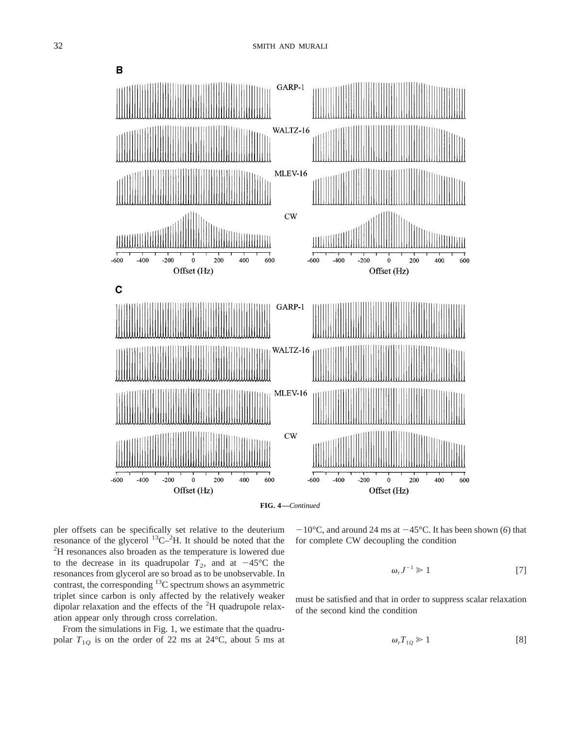**FIG. 4—***Continued*

pler offsets can be specifically set relative to the deuterium resonance of the glycerol $^{13}C$–$^{2}H$. It should be noted that the $^{2}H$ resonances also broaden as the temperature is lowered due to the decrease in its quadrupolar $T_2$, and at −45°C the resonances from glycerol are so broad as to be unobservable. In contrast, the corresponding $^{13}C$ spectrum shows an asymmetric triplet since carbon is only affected by the relatively weaker dipolar relaxation and the effects of the $^{2}H$ quadrupole relaxation appear only through cross correlation.

From the simulations in Fig. 1, we estimate that the quadrupolar $T_{1Q}$ is on the order of 22 ms at 24°C, about 5 ms at −10°C, and around 24 ms at −45°C. It has been shown (*6*) that for complete CW decoupling the condition

$$\omega_r J^{-1} \gg 1 \qquad [7]$$

must be satisfied and that in order to suppress scalar relaxation of the second kind the condition

$$\omega_r T_{1Q} \gg 1 \qquad [8]$$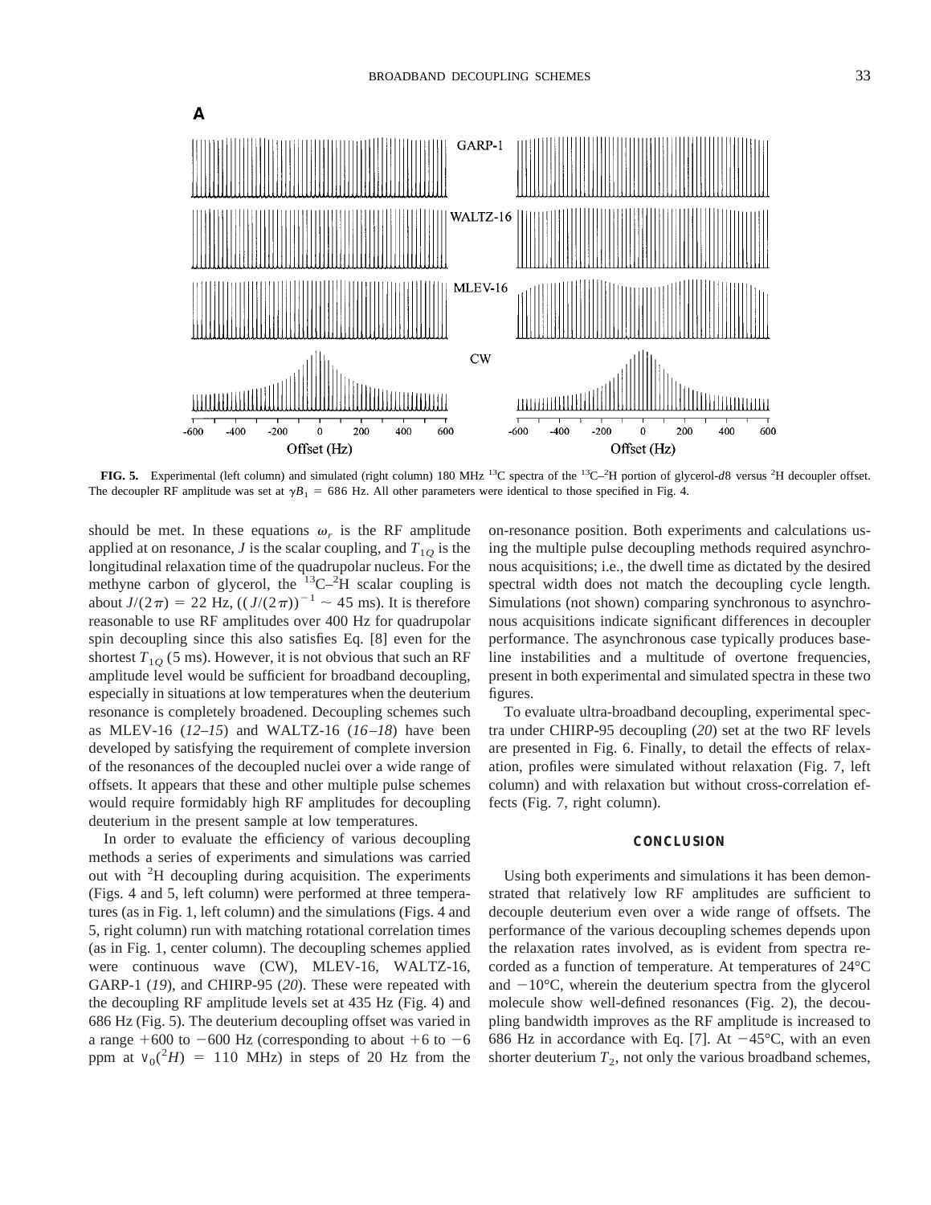**FIG. 5.** Experimental (left column) and simulated (right column) 180 MHz $^{13}C$ spectra of the $^{13}C$–$^{2}H$ portion of glycerol-*d*8 versus $^{2}H$ decoupler offset. The decoupler RF amplitude was set at $\gamma B_1 = 686$ Hz. All other parameters were identical to those specified in Fig. 4.

should be met. In these equations $\omega_r$ is the RF amplitude applied at on resonance, $J$ is the scalar coupling, and $T_{1Q}$ is the longitudinal relaxation time of the quadrupolar nucleus. For the methyne carbon of glycerol, the $^{13}C$–$^{2}H$ scalar coupling is about $J/(2\pi) = 22$ Hz, $((J/(2\pi))^{-1} \sim 45$ ms). It is therefore reasonable to use RF amplitudes over 400 Hz for quadrupolar spin decoupling since this also satisfies Eq. [8] even for the shortest $T_{1Q}$ (5 ms). However, it is not obvious that such an RF amplitude level would be sufficient for broadband decoupling, especially in situations at low temperatures when the deuterium resonance is completely broadened. Decoupling schemes such as MLEV-16 (*12–15*) and WALTZ-16 (*16–18*) have been developed by satisfying the requirement of complete inversion of the resonances of the decoupled nuclei over a wide range of offsets. It appears that these and other multiple pulse schemes would require formidably high RF amplitudes for decoupling deuterium in the present sample at low temperatures.

In order to evaluate the efficiency of various decoupling methods a series of experiments and simulations was carried out with $^{2}H$ decoupling during acquisition. The experiments (Figs. 4 and 5, left column) were performed at three temperatures (as in Fig. 1, left column) and the simulations (Figs. 4 and 5, right column) run with matching rotational correlation times (as in Fig. 1, center column). The decoupling schemes applied were continuous wave (CW), MLEV-16, WALTZ-16, GARP-1 (*19*), and CHIRP-95 (*20*). These were repeated with the decoupling RF amplitude levels set at 435 Hz (Fig. 4) and 686 Hz (Fig. 5). The deuterium decoupling offset was varied in a range +600 to −600 Hz (corresponding to about +6 to −6 ppm at $\nu_0(^{2}H) = 110$ MHz) in steps of 20 Hz from the on-resonance position. Both experiments and calculations using the multiple pulse decoupling methods required asynchronous acquisitions; i.e., the dwell time as dictated by the desired spectral width does not match the decoupling cycle length. Simulations (not shown) comparing synchronous to asynchronous acquisitions indicate significant differences in decoupler performance. The asynchronous case typically produces baseline instabilities and a multitude of overtone frequencies, present in both experimental and simulated spectra in these two figures.

To evaluate ultra-broadband decoupling, experimental spectra under CHIRP-95 decoupling (*20*) set at the two RF levels are presented in Fig. 6. Finally, to detail the effects of relaxation, profiles were simulated without relaxation (Fig. 7, left column) and with relaxation but without cross-correlation effects (Fig. 7, right column).

## CONCLUSION

Using both experiments and simulations it has been demonstrated that relatively low RF amplitudes are sufficient to decouple deuterium even over a wide range of offsets. The performance of the various decoupling schemes depends upon the relaxation rates involved, as is evident from spectra recorded as a function of temperature. At temperatures of 24°C and −10°C, wherein the deuterium spectra from the glycerol molecule show well-defined resonances (Fig. 2), the decoupling bandwidth improves as the RF amplitude is increased to 686 Hz in accordance with Eq. [7]. At −45°C, with an even shorter deuterium $T_2$, not only the various broadband schemes,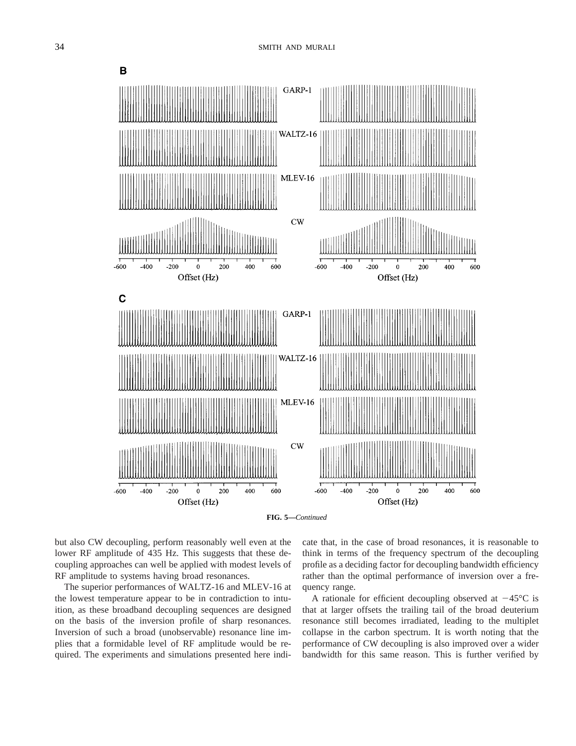**FIG. 5—***Continued*

but also CW decoupling, perform reasonably well even at the lower RF amplitude of 435 Hz. This suggests that these decoupling approaches can well be applied with modest levels of RF amplitude to systems having broad resonances.

The superior performances of WALTZ-16 and MLEV-16 at the lowest temperature appear to be in contradiction to intuition, as these broadband decoupling sequences are designed on the basis of the inversion profile of sharp resonances. Inversion of such a broad (unobservable) resonance line implies that a formidable level of RF amplitude would be required. The experiments and simulations presented here indicate that, in the case of broad resonances, it is reasonable to think in terms of the frequency spectrum of the decoupling profile as a deciding factor for decoupling bandwidth efficiency rather than the optimal performance of inversion over a frequency range.

A rationale for efficient decoupling observed at $-45°C$ is that at larger offsets the trailing tail of the broad deuterium resonance still becomes irradiated, leading to the multiplet collapse in the carbon spectrum. It is worth noting that the performance of CW decoupling is also improved over a wider bandwidth for this same reason. This is further verified by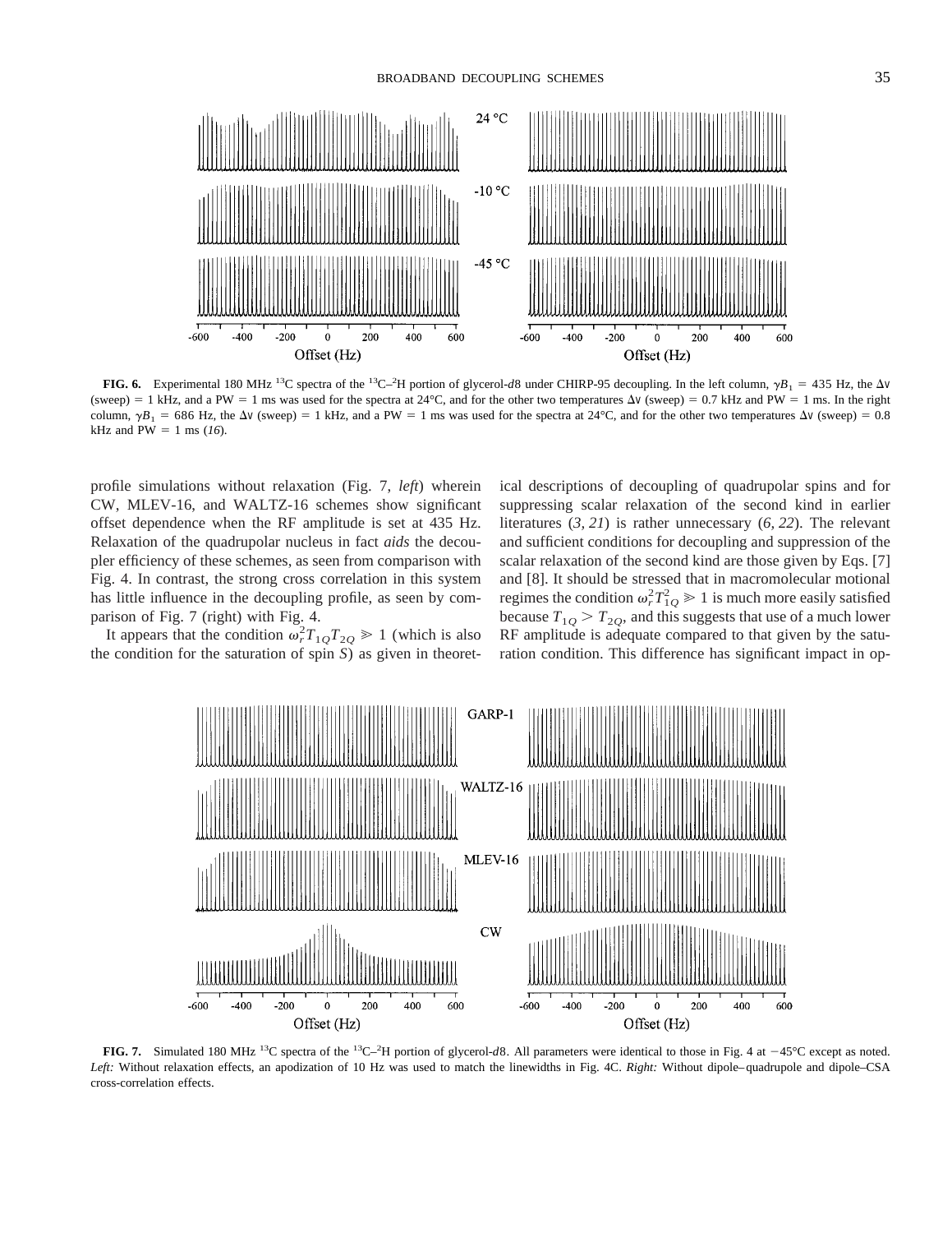**FIG. 6.** Experimental 180 MHz $^{13}C$ spectra of the $^{13}C$–$^{2}H$ portion of glycerol-*d*8 under CHIRP-95 decoupling. In the left column, $\gamma B_1 = 435$ Hz, the $\Delta\nu$ (sweep) = 1 kHz, and a PW = 1 ms was used for the spectra at 24°C, and for the other two temperatures $\Delta\nu$ (sweep) = 0.7 kHz and PW = 1 ms. In the right column, $\gamma B_1 = 686$ Hz, the $\Delta\nu$ (sweep) = 1 kHz, and a PW = 1 ms was used for the spectra at 24°C, and for the other two temperatures $\Delta\nu$ (sweep) = 0.8 kHz and PW = 1 ms (*16*).

profile simulations without relaxation (Fig. 7, *left*) wherein CW, MLEV-16, and WALTZ-16 schemes show significant offset dependence when the RF amplitude is set at 435 Hz. Relaxation of the quadrupolar nucleus in fact *aids* the decoupler efficiency of these schemes, as seen from comparison with Fig. 4. In contrast, the strong cross correlation in this system has little influence in the decoupling profile, as seen by comparison of Fig. 7 (right) with Fig. 4.

It appears that the condition $\omega_r^2 T_{1Q} T_{2Q} \gg 1$ (which is also the condition for the saturation of spin *S*) as given in theoretical descriptions of decoupling of quadrupolar spins and for suppressing scalar relaxation of the second kind in earlier literatures (*3, 21*) is rather unnecessary (*6, 22*). The relevant and sufficient conditions for decoupling and suppression of the scalar relaxation of the second kind are those given by Eqs. [7] and [8]. It should be stressed that in macromolecular motional regimes the condition $\omega_r^2 T_{1Q}^2 \gg 1$ is much more easily satisfied because $T_{1Q} > T_{2Q}$, and this suggests that use of a much lower RF amplitude is adequate compared to that given by the saturation condition. This difference has significant impact in op-

**FIG. 7.** Simulated 180 MHz $^{13}C$ spectra of the $^{13}C$–$^{2}H$ portion of glycerol-*d*8. All parameters were identical to those in Fig. 4 at −45°C except as noted. *Left:* Without relaxation effects, an apodization of 10 Hz was used to match the linewidths in Fig. 4C. *Right:* Without dipole–quadrupole and dipole–CSA cross-correlation effects.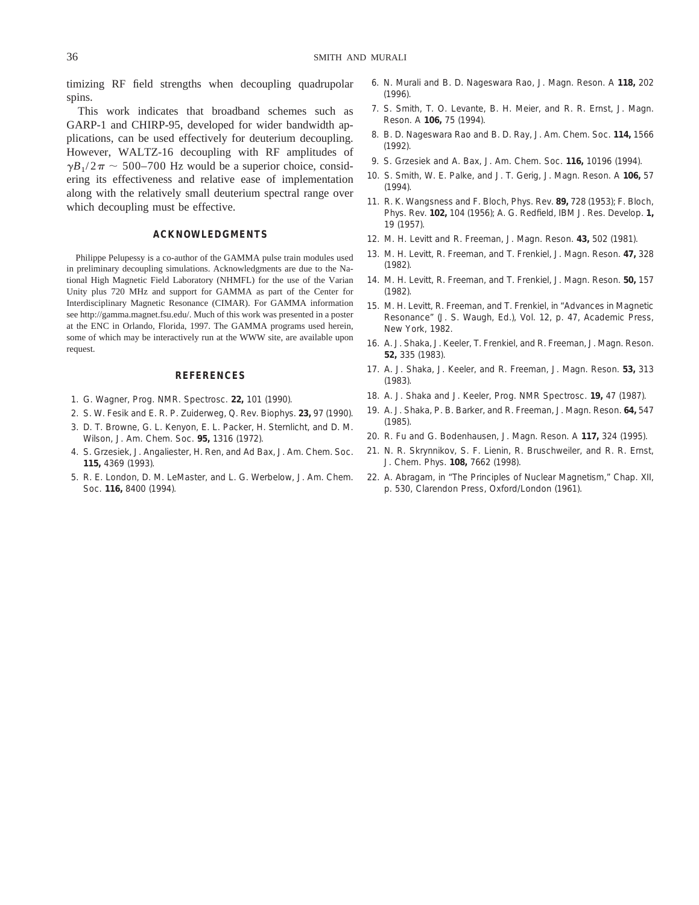timizing RF field strengths when decoupling quadrupolar spins.

This work indicates that broadband schemes such as GARP-1 and CHIRP-95, developed for wider bandwidth applications, can be used effectively for deuterium decoupling. However, WALTZ-16 decoupling with RF amplitudes of $\gamma B_1/2\pi \sim 500$–700 Hz would be a superior choice, considering its effectiveness and relative ease of implementation along with the relatively small deuterium spectral range over which decoupling must be effective.

## ACKNOWLEDGMENTS

Philippe Pelupessy is a co-author of the GAMMA pulse train modules used in preliminary decoupling simulations. Acknowledgments are due to the National High Magnetic Field Laboratory (NHMFL) for the use of the Varian Unity plus 720 MHz and support for GAMMA as part of the Center for Interdisciplinary Magnetic Resonance (CIMAR). For GAMMA information see http://gamma.magnet.fsu.edu/. Much of this work was presented in a poster at the ENC in Orlando, Florida, 1997. The GAMMA programs used herein, some of which may be interactively run at the WWW site, are available upon request.

## REFERENCES

1. G. Wagner, Prog. NMR. Spectrosc. **22,** 101 (1990).
2. S. W. Fesik and E. R. P. Zuiderweg, Q. Rev. Biophys. **23,** 97 (1990).
3. D. T. Browne, G. L. Kenyon, E. L. Packer, H. Sternlicht, and D. M. Wilson, J. Am. Chem. Soc. **95,** 1316 (1972).
4. S. Grzesiek, J. Angaliester, H. Ren, and Ad Bax, J. Am. Chem. Soc. **115,** 4369 (1993).
5. R. E. London, D. M. LeMaster, and L. G. Werbelow, J. Am. Chem. Soc. **116,** 8400 (1994).
6. N. Murali and B. D. Nageswara Rao, J. Magn. Reson. A **118,** 202 (1996).
7. S. Smith, T. O. Levante, B. H. Meier, and R. R. Ernst, J. Magn. Reson. A **106,** 75 (1994).
8. B. D. Nageswara Rao and B. D. Ray, J. Am. Chem. Soc. **114,** 1566 (1992).
9. S. Grzesiek and A. Bax, J. Am. Chem. Soc. **116,** 10196 (1994).
10. S. Smith, W. E. Palke, and J. T. Gerig, J. Magn. Reson. A **106,** 57 (1994).
11. R. K. Wangsness and F. Bloch, Phys. Rev. **89,** 728 (1953); F. Bloch, Phys. Rev. **102,** 104 (1956); A. G. Redfield, IBM J. Res. Develop. **1,** 19 (1957).
12. M. H. Levitt and R. Freeman, J. Magn. Reson. **43,** 502 (1981).
13. M. H. Levitt, R. Freeman, and T. Frenkiel, J. Magn. Reson. **47,** 328 (1982).
14. M. H. Levitt, R. Freeman, and T. Frenkiel, J. Magn. Reson. **50,** 157 (1982).
15. M. H. Levitt, R. Freeman, and T. Frenkiel, in "Advances in Magnetic Resonance" (J. S. Waugh, Ed.), Vol. 12, p. 47, Academic Press, New York, 1982.
16. A. J. Shaka, J. Keeler, T. Frenkiel, and R. Freeman, J. Magn. Reson. **52,** 335 (1983).
17. A. J. Shaka, J. Keeler, and R. Freeman, J. Magn. Reson. **53,** 313 (1983).
18. A. J. Shaka and J. Keeler, Prog. NMR Spectrosc. **19,** 47 (1987).
19. A. J. Shaka, P. B. Barker, and R. Freeman, J. Magn. Reson. **64,** 547 (1985).
20. R. Fu and G. Bodenhausen, J. Magn. Reson. A **117,** 324 (1995).
21. N. R. Skrynnikov, S. F. Lienin, R. Bruschweiler, and R. R. Ernst, J. Chem. Phys. **108,** 7662 (1998).
22. A. Abragam, in "The Principles of Nuclear Magnetism," Chap. XII, p. 530, Clarendon Press, Oxford/London (1961).